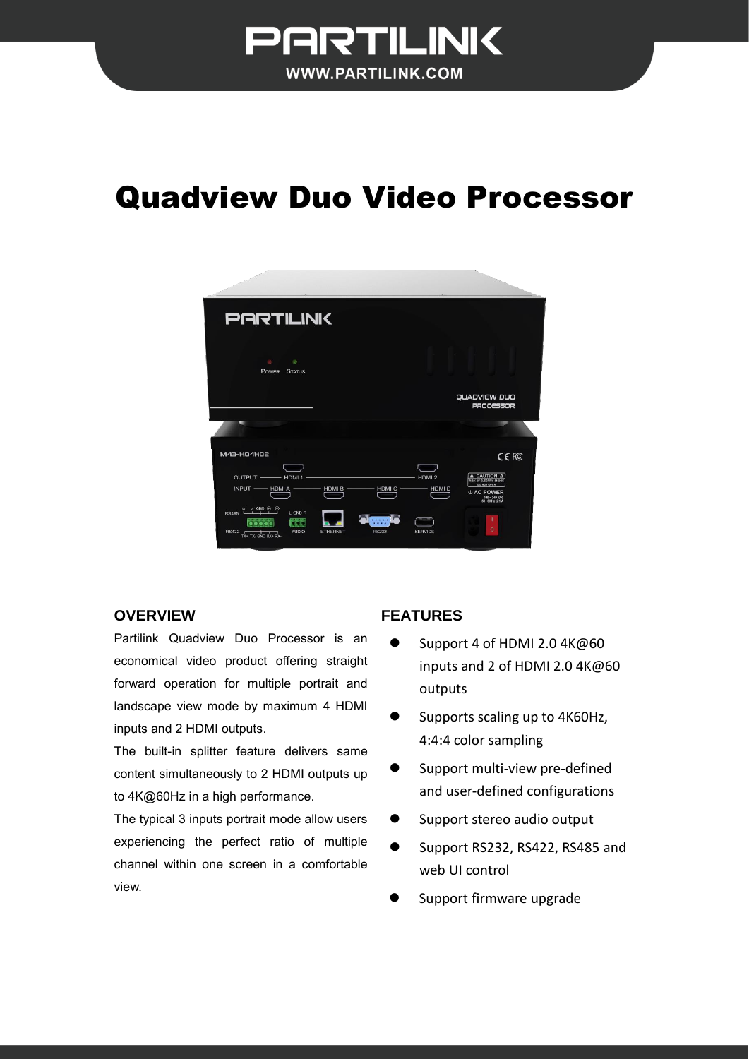# Quadview Duo Video Processor

## OVERVIEW

Partilink Quadview Duo Processor is an economical video product offering straight forward operation for multiple portrait and landscape view mode by maximum 4 HDMI inputs and 2 HDMI outputs.

The built-in splitter feature delivers same content simultaneously to 2 HDMI outputs up to 4K@60Hz in a high performance.

The typical 3 inputs portrait mode allow users experiencing the perfect ratio of multiple channel within one screen in a comfortable view.

## FEATURES

- Support 4 of HDMI 2.0 4K@60 inputs and 2 of HDMI 2.0 4K@60 outputs
- Supports scaling up to 4K60Hz, 4:4:4 color sampling
- Support multi-view pre-defined and user-defined configurations
- Support stereo audio output
- Support RS232, RS422, RS485 and web UI control
- Support firmware upgrade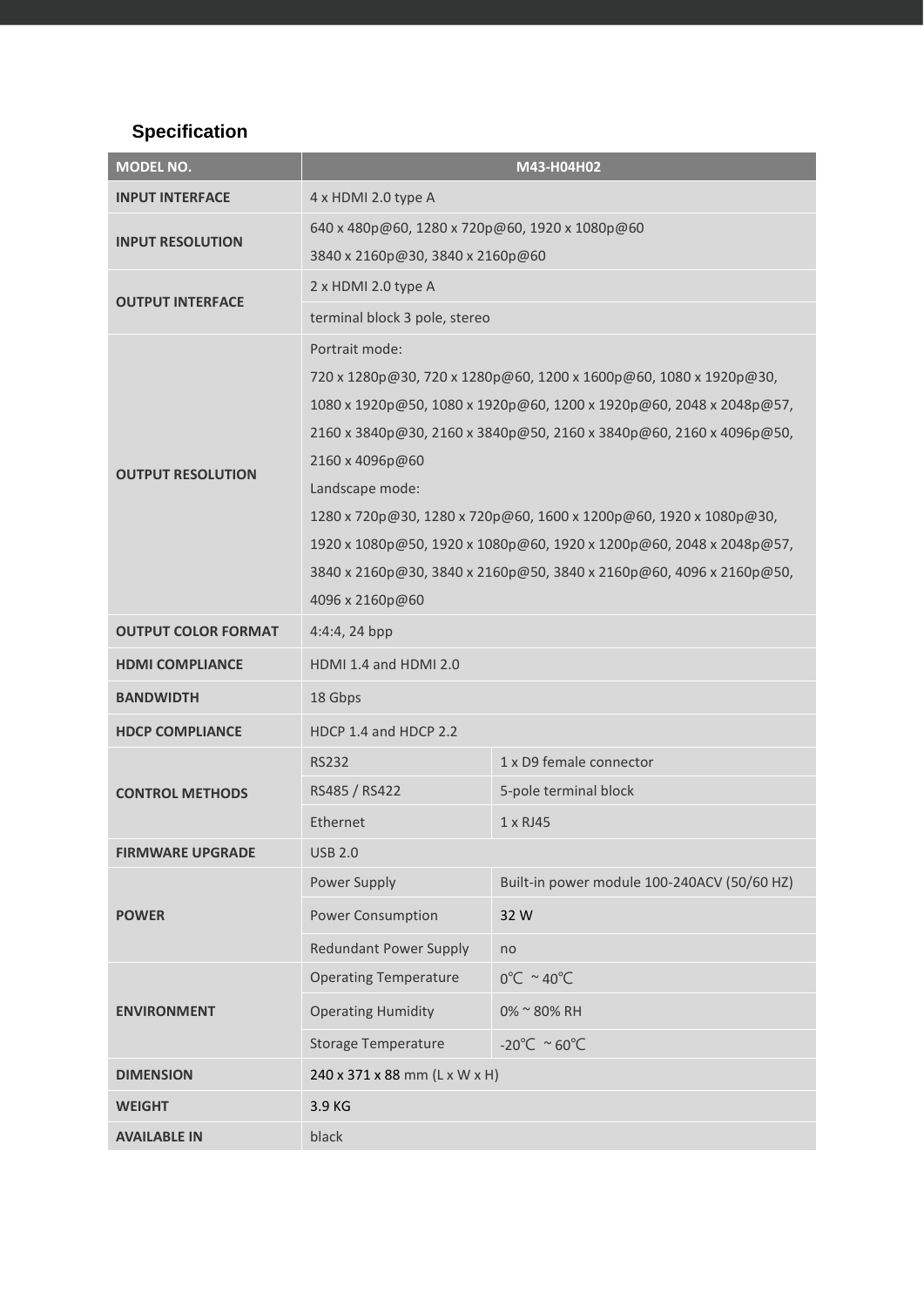## Specification

| MODEL NO. | M43-H04H02 | |
|---|---|---|
| INPUT INTERFACE | 4 x HDMI 2.0 type A | |
| INPUT RESOLUTION | 640 x 480p@60, 1280 x 720p@60, 1920 x 1080p@60<br>3840 x 2160p@30, 3840 x 2160p@60 | |
| OUTPUT INTERFACE | 2 x HDMI 2.0 type A | |
| | terminal block 3 pole, stereo | |
| OUTPUT RESOLUTION | Portrait mode:<br>720 x 1280p@30, 720 x 1280p@60, 1200 x 1600p@60, 1080 x 1920p@30, 1080 x 1920p@50, 1080 x 1920p@60, 1200 x 1920p@60, 2048 x 2048p@57, 2160 x 3840p@30, 2160 x 3840p@50, 2160 x 3840p@60, 2160 x 4096p@50, 2160 x 4096p@60<br>Landscape mode:<br>1280 x 720p@30, 1280 x 720p@60, 1600 x 1200p@60, 1920 x 1080p@30, 1920 x 1080p@50, 1920 x 1080p@60, 1920 x 1200p@60, 2048 x 2048p@57, 3840 x 2160p@30, 3840 x 2160p@50, 3840 x 2160p@60, 4096 x 2160p@50, 4096 x 2160p@60 | |
| OUTPUT COLOR FORMAT | 4:4:4, 24 bpp | |
| HDMI COMPLIANCE | HDMI 1.4 and HDMI 2.0 | |
| BANDWIDTH | 18 Gbps | |
| HDCP COMPLIANCE | HDCP 1.4 and HDCP 2.2 | |
| CONTROL METHODS | RS232 | 1 x D9 female connector |
| | RS485 / RS422 | 5-pole terminal block |
| | Ethernet | 1 x RJ45 |
| FIRMWARE UPGRADE | USB 2.0 | |
| POWER | Power Supply | Built-in power module 100-240ACV (50/60 HZ) |
| | Power Consumption | 32 W |
| | Redundant Power Supply | no |
| ENVIRONMENT | Operating Temperature | 0℃ ~ 40℃ |
| | Operating Humidity | 0% ~ 80% RH |
| | Storage Temperature | -20℃ ~ 60℃ |
| DIMENSION | 240 x 371 x 88 mm (L x W x H) | |
| WEIGHT | 3.9 KG | |
| AVAILABLE IN | black | |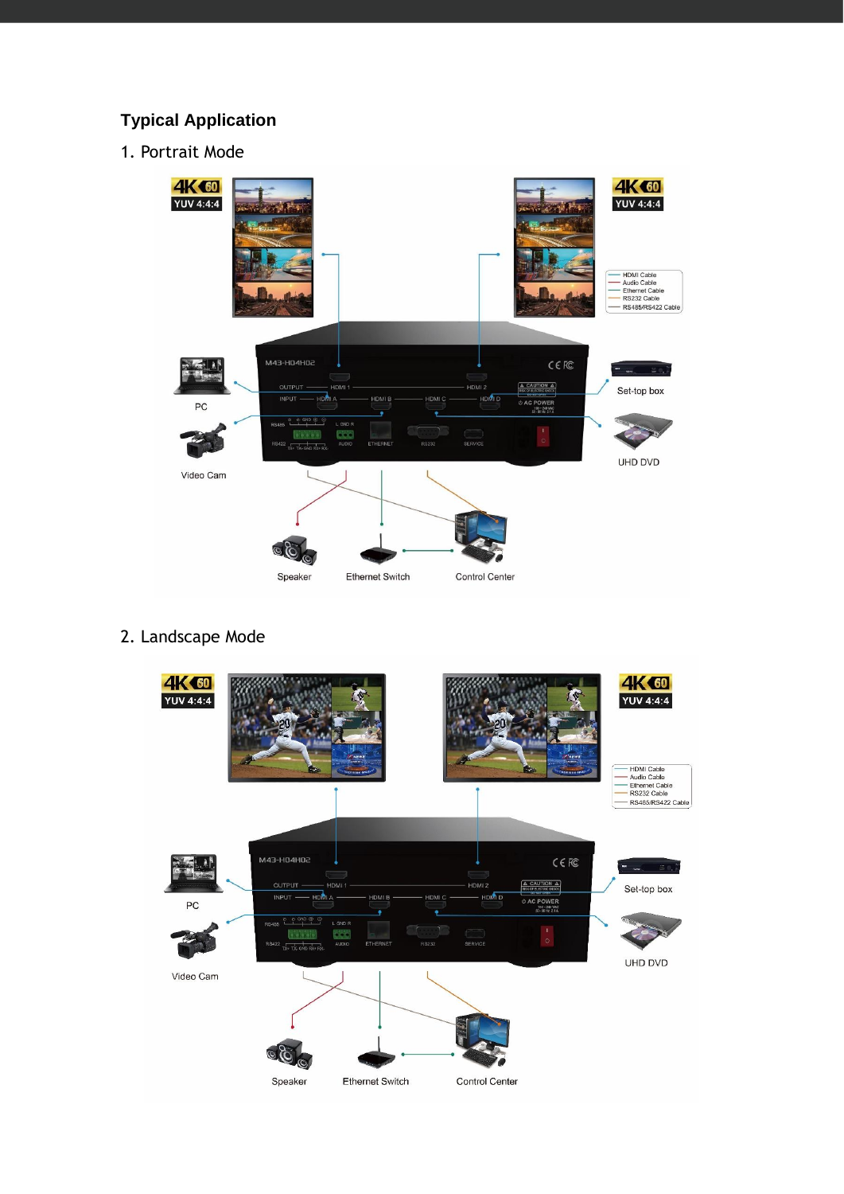## Typical Application

### 1. Portrait Mode

4K 60
YUV 4:4:4

4K 60
YUV 4:4:4

HDMI Cable
Audio Cable
Ethernet Cable
RS232 Cable
RS485/RS422 Cable

M43-H04H02

OUTPUT HDMI 1 HDMI 2
INPUT HDMI A HDMI B HDMI C HDMI D
AC POWER
RS485 RS422 AUDIO ETHERNET RS232 SERVICE

PC
Video Cam
Set-top box
UHD DVD
Speaker
Ethernet Switch
Control Center

### 2. Landscape Mode

4K 60
YUV 4:4:4

4K 60
YUV 4:4:4

HDMI Cable
Audio Cable
Ethernet Cable
RS232 Cable
RS485/RS422 Cable

M43-H04H02

OUTPUT HDMI 1 HDMI 2
INPUT HDMI A HDMI B HDMI C HDMI D
AC POWER
RS485 RS422 AUDIO ETHERNET RS232 SERVICE

PC
Video Cam
Set-top box
UHD DVD
Speaker
Ethernet Switch
Control Center